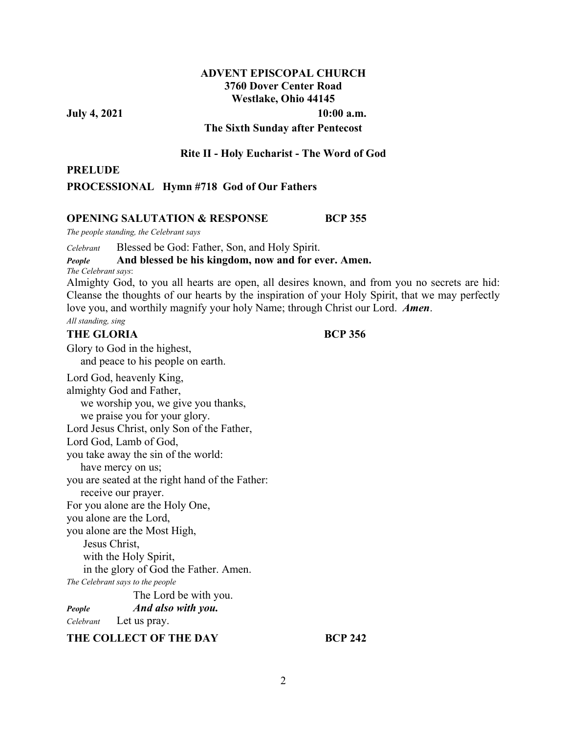**ADVENT EPISCOPAL CHURCH**
**3760 Dover Center Road**
**Westlake, Ohio 44145**

**July 4, 2021** **10:00 a.m.**

**The Sixth Sunday after Pentecost**

**Rite II - Holy Eucharist - The Word of God**

**PRELUDE**

**PROCESSIONAL Hymn #718 God of Our Fathers**

**OPENING SALUTATION & RESPONSE BCP 355**

*The people standing, the Celebrant says*

*Celebrant* Blessed be God: Father, Son, and Holy Spirit.
***People*** **And blessed be his kingdom, now and for ever. Amen.**

*The Celebrant says*:

Almighty God, to you all hearts are open, all desires known, and from you no secrets are hid: Cleanse the thoughts of our hearts by the inspiration of your Holy Spirit, that we may perfectly love you, and worthily magnify your holy Name; through Christ our Lord. ***Amen***.

*All standing, sing*

**THE GLORIA BCP 356**

Glory to God in the highest,
  and peace to his people on earth.

Lord God, heavenly King,
almighty God and Father,
  we worship you, we give you thanks,
  we praise you for your glory.
Lord Jesus Christ, only Son of the Father,
Lord God, Lamb of God,
you take away the sin of the world:
  have mercy on us;
you are seated at the right hand of the Father:
  receive our prayer.
For you alone are the Holy One,
you alone are the Lord,
you alone are the Most High,
  Jesus Christ,
  with the Holy Spirit,
  in the glory of God the Father. Amen.

*The Celebrant says to the people*

The Lord be with you.
***People*** ***And also with you.***
*Celebrant* Let us pray.

**THE COLLECT OF THE DAY BCP 242**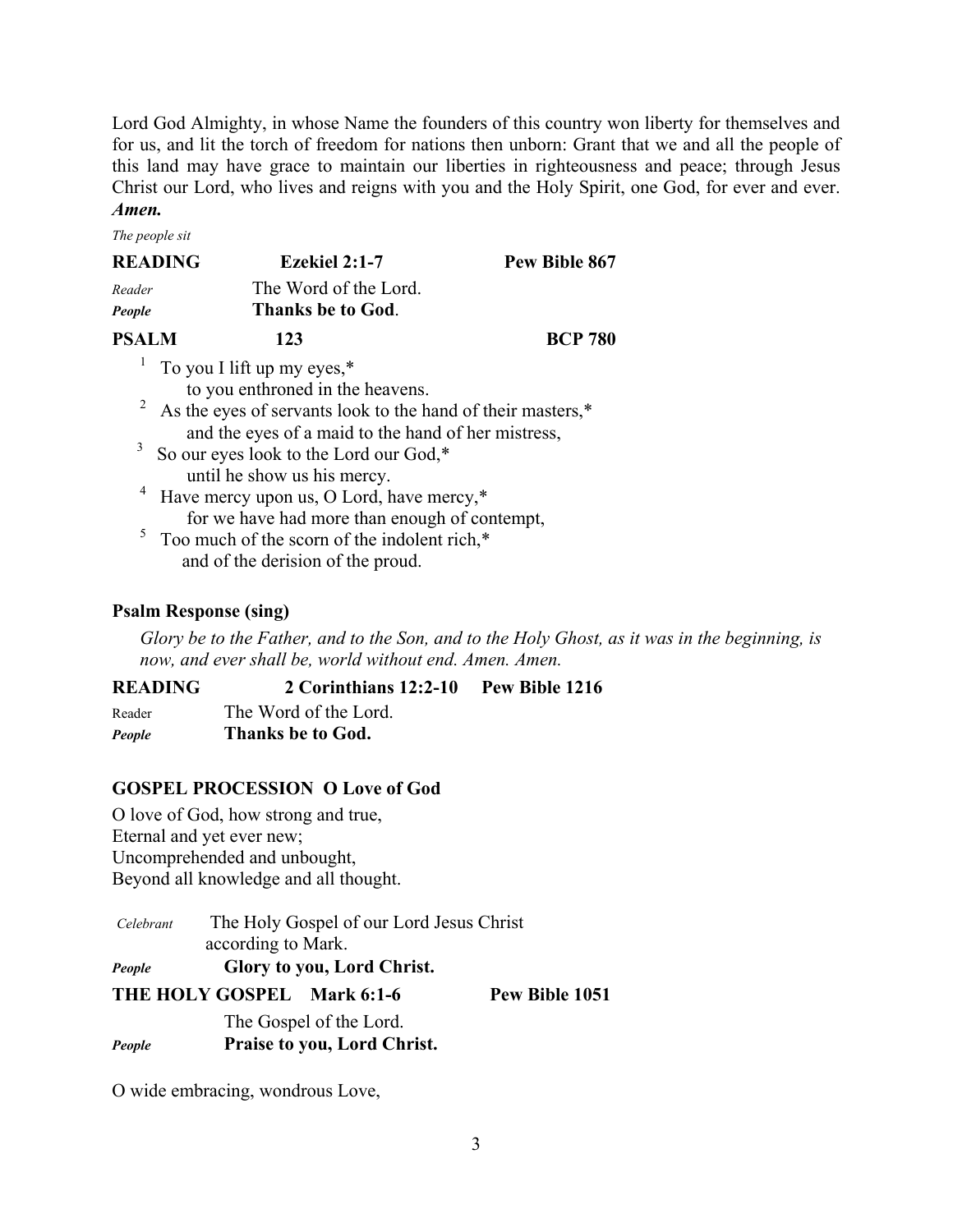Lord God Almighty, in whose Name the founders of this country won liberty for themselves and for us, and lit the torch of freedom for nations then unborn: Grant that we and all the people of this land may have grace to maintain our liberties in righteousness and peace; through Jesus Christ our Lord, who lives and reigns with you and the Holy Spirit, one God, for ever and ever. ***Amen.***

*The people sit*

**READING** **Ezekiel 2:1-7** **Pew Bible 867**

*Reader* The Word of the Lord.
***People*** **Thanks be to God**.

**PSALM** **123** **BCP 780**

[1] To you I lift up my eyes,*
to you enthroned in the heavens.
[2] As the eyes of servants look to the hand of their masters,*
and the eyes of a maid to the hand of her mistress,
[3] So our eyes look to the Lord our God,*
until he show us his mercy.
[4] Have mercy upon us, O Lord, have mercy,*
for we have had more than enough of contempt,
[5] Too much of the scorn of the indolent rich,*
and of the derision of the proud.

**Psalm Response (sing)**

*Glory be to the Father, and to the Son, and to the Holy Ghost, as it was in the beginning, is now, and ever shall be, world without end. Amen. Amen.*

**READING** **2 Corinthians 12:2-10** **Pew Bible 1216**

Reader The Word of the Lord.
***People*** **Thanks be to God.**

**GOSPEL PROCESSION O Love of God**

O love of God, how strong and true,
Eternal and yet ever new;
Uncomprehended and unbought,
Beyond all knowledge and all thought.

*Celebrant* The Holy Gospel of our Lord Jesus Christ according to Mark.
***People*** **Glory to you, Lord Christ.**

**THE HOLY GOSPEL Mark 6:1-6** **Pew Bible 1051**

The Gospel of the Lord.
***People*** **Praise to you, Lord Christ.**

O wide embracing, wondrous Love,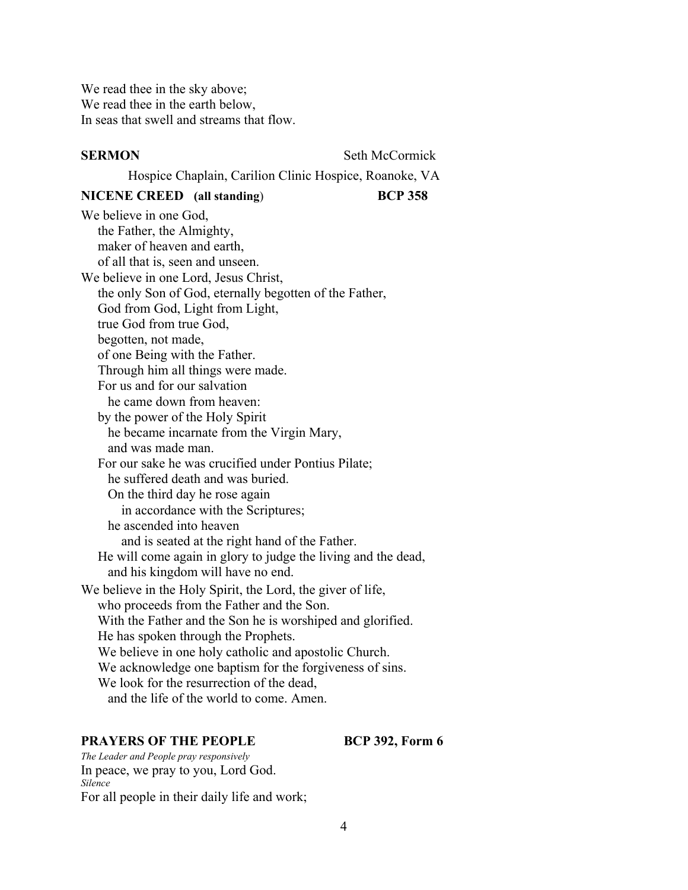We read thee in the sky above;
We read thee in the earth below,
In seas that swell and streams that flow.

**SERMON** Seth McCormick

Hospice Chaplain, Carilion Clinic Hospice, Roanoke, VA

**NICENE CREED (all standing)** **BCP 358**

We believe in one God,
the Father, the Almighty,
maker of heaven and earth,
of all that is, seen and unseen.
We believe in one Lord, Jesus Christ,
the only Son of God, eternally begotten of the Father,
God from God, Light from Light,
true God from true God,
begotten, not made,
of one Being with the Father.
Through him all things were made.
For us and for our salvation
he came down from heaven:
by the power of the Holy Spirit
he became incarnate from the Virgin Mary,
and was made man.
For our sake he was crucified under Pontius Pilate;
he suffered death and was buried.
On the third day he rose again
in accordance with the Scriptures;
he ascended into heaven
and is seated at the right hand of the Father.
He will come again in glory to judge the living and the dead,
and his kingdom will have no end.
We believe in the Holy Spirit, the Lord, the giver of life,
who proceeds from the Father and the Son.
With the Father and the Son he is worshiped and glorified.
He has spoken through the Prophets.
We believe in one holy catholic and apostolic Church.
We acknowledge one baptism for the forgiveness of sins.
We look for the resurrection of the dead,
and the life of the world to come. Amen.

**PRAYERS OF THE PEOPLE** **BCP 392, Form 6**

*The Leader and People pray responsively*
In peace, we pray to you, Lord God.
*Silence*
For all people in their daily life and work;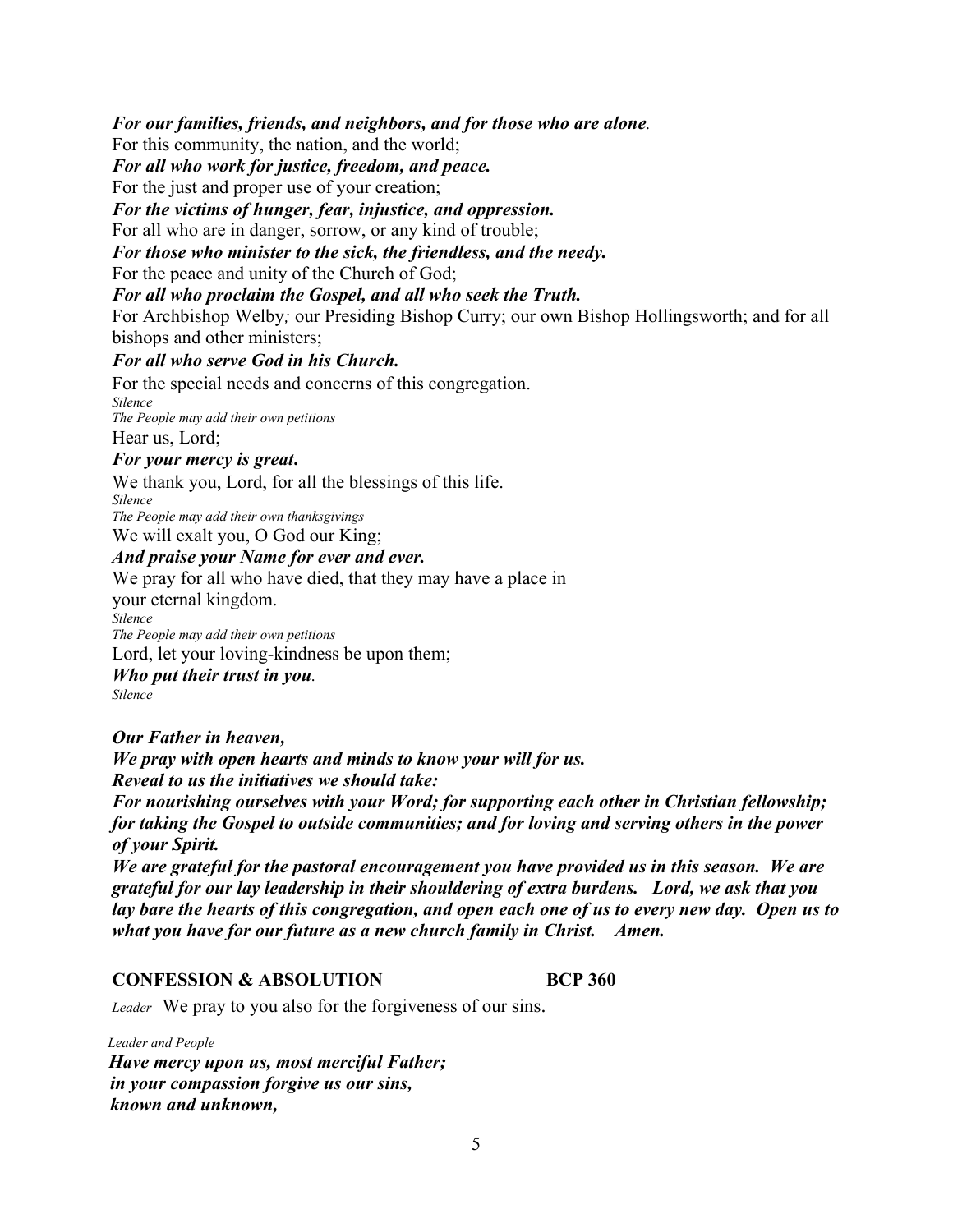***For our families, friends, and neighbors, and for those who are alone.***

For this community, the nation, and the world;

***For all who work for justice, freedom, and peace.***

For the just and proper use of your creation;

***For the victims of hunger, fear, injustice, and oppression.***

For all who are in danger, sorrow, or any kind of trouble;

***For those who minister to the sick, the friendless, and the needy.***

For the peace and unity of the Church of God;

***For all who proclaim the Gospel, and all who seek the Truth.***

For Archbishop Welby*;* our Presiding Bishop Curry; our own Bishop Hollingsworth; and for all bishops and other ministers;

***For all who serve God in his Church.***

For the special needs and concerns of this congregation.

*Silence*

*The People may add their own petitions*

Hear us, Lord;

***For your mercy is great.***

We thank you, Lord, for all the blessings of this life.

*Silence*

*The People may add their own thanksgivings*

We will exalt you, O God our King;

***And praise your Name for ever and ever.***

We pray for all who have died, that they may have a place in your eternal kingdom.

*Silence*

*The People may add their own petitions*

Lord, let your loving-kindness be upon them;

***Who put their trust in you.***

*Silence*

***Our Father in heaven,***

***We pray with open hearts and minds to know your will for us.***

***Reveal to us the initiatives we should take:***

***For nourishing ourselves with your Word; for supporting each other in Christian fellowship; for taking the Gospel to outside communities; and for loving and serving others in the power of your Spirit.***

***We are grateful for the pastoral encouragement you have provided us in this season. We are grateful for our lay leadership in their shouldering of extra burdens. Lord, we ask that you lay bare the hearts of this congregation, and open each one of us to every new day. Open us to what you have for our future as a new church family in Christ. Amen.***

## CONFESSION & ABSOLUTION BCP 360

*Leader* We pray to you also for the forgiveness of our sins.

*Leader and People*

***Have mercy upon us, most merciful Father;***
***in your compassion forgive us our sins,***
***known and unknown,***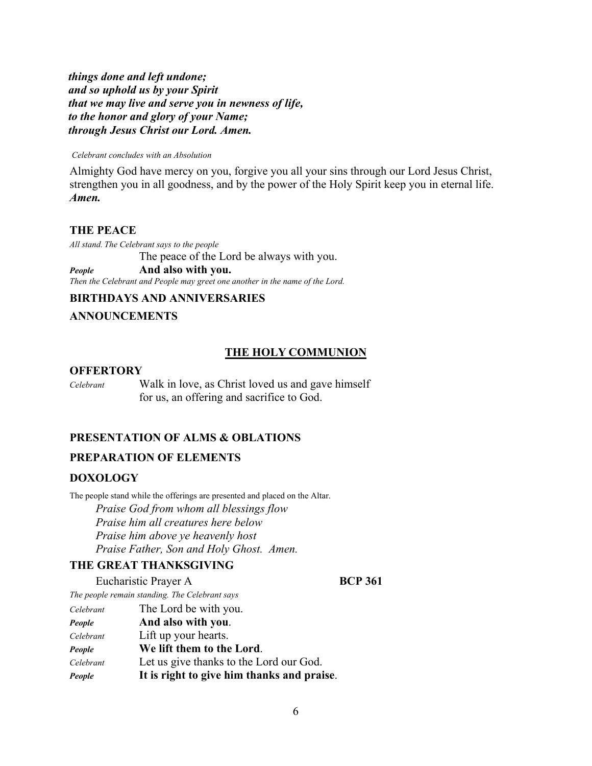***things done and left undone;***
***and so uphold us by your Spirit***
***that we may live and serve you in newness of life,***
***to the honor and glory of your Name;***
***through Jesus Christ our Lord. Amen.***

*Celebrant concludes with an Absolution*

Almighty God have mercy on you, forgive you all your sins through our Lord Jesus Christ, strengthen you in all goodness, and by the power of the Holy Spirit keep you in eternal life. ***Amen.***

### THE PEACE

*All stand. The Celebrant says to the people*

The peace of the Lord be always with you.

***People*** **And also with you.**

*Then the Celebrant and People may greet one another in the name of the Lord.*

### BIRTHDAYS AND ANNIVERSARIES

### ANNOUNCEMENTS

## THE HOLY COMMUNION

### OFFERTORY

*Celebrant* Walk in love, as Christ loved us and gave himself for us, an offering and sacrifice to God.

### PRESENTATION OF ALMS & OBLATIONS

### PREPARATION OF ELEMENTS

### DOXOLOGY

The people stand while the offerings are presented and placed on the Altar.

*Praise God from whom all blessings flow*
*Praise him all creatures here below*
*Praise him above ye heavenly host*
*Praise Father, Son and Holy Ghost. Amen.*

### THE GREAT THANKSGIVING

Eucharistic Prayer A **BCP 361**

*The people remain standing. The Celebrant says*

*Celebrant* The Lord be with you.
***People*** **And also with you**.
*Celebrant* Lift up your hearts.
***People*** **We lift them to the Lord**.
*Celebrant* Let us give thanks to the Lord our God.
***People*** **It is right to give him thanks and praise**.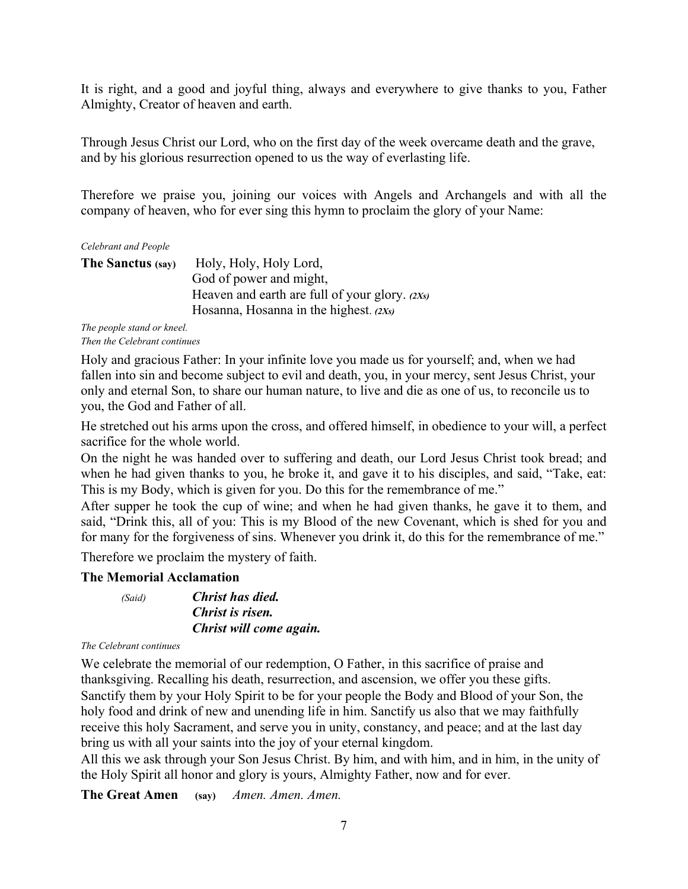It is right, and a good and joyful thing, always and everywhere to give thanks to you, Father Almighty, Creator of heaven and earth.

Through Jesus Christ our Lord, who on the first day of the week overcame death and the grave, and by his glorious resurrection opened to us the way of everlasting life.

Therefore we praise you, joining our voices with Angels and Archangels and with all the company of heaven, who for ever sing this hymn to proclaim the glory of your Name:

*Celebrant and People*

**The Sanctus (say)** Holy, Holy, Holy Lord,
God of power and might,
Heaven and earth are full of your glory. ***(2Xs)***
Hosanna, Hosanna in the highest. ***(2Xs)***

*The people stand or kneel.*
*Then the Celebrant continues*

Holy and gracious Father: In your infinite love you made us for yourself; and, when we had fallen into sin and become subject to evil and death, you, in your mercy, sent Jesus Christ, your only and eternal Son, to share our human nature, to live and die as one of us, to reconcile us to you, the God and Father of all.

He stretched out his arms upon the cross, and offered himself, in obedience to your will, a perfect sacrifice for the whole world.

On the night he was handed over to suffering and death, our Lord Jesus Christ took bread; and when he had given thanks to you, he broke it, and gave it to his disciples, and said, "Take, eat: This is my Body, which is given for you. Do this for the remembrance of me."

After supper he took the cup of wine; and when he had given thanks, he gave it to them, and said, "Drink this, all of you: This is my Blood of the new Covenant, which is shed for you and for many for the forgiveness of sins. Whenever you drink it, do this for the remembrance of me."

Therefore we proclaim the mystery of faith.

**The Memorial Acclamation**

*(Said)* ***Christ has died.***
***Christ is risen.***
***Christ will come again.***

*The Celebrant continues*

We celebrate the memorial of our redemption, O Father, in this sacrifice of praise and thanksgiving. Recalling his death, resurrection, and ascension, we offer you these gifts. Sanctify them by your Holy Spirit to be for your people the Body and Blood of your Son, the holy food and drink of new and unending life in him. Sanctify us also that we may faithfully receive this holy Sacrament, and serve you in unity, constancy, and peace; and at the last day bring us with all your saints into the joy of your eternal kingdom.

All this we ask through your Son Jesus Christ. By him, and with him, and in him, in the unity of the Holy Spirit all honor and glory is yours, Almighty Father, now and for ever.

**The Great Amen (say)** *Amen. Amen. Amen.*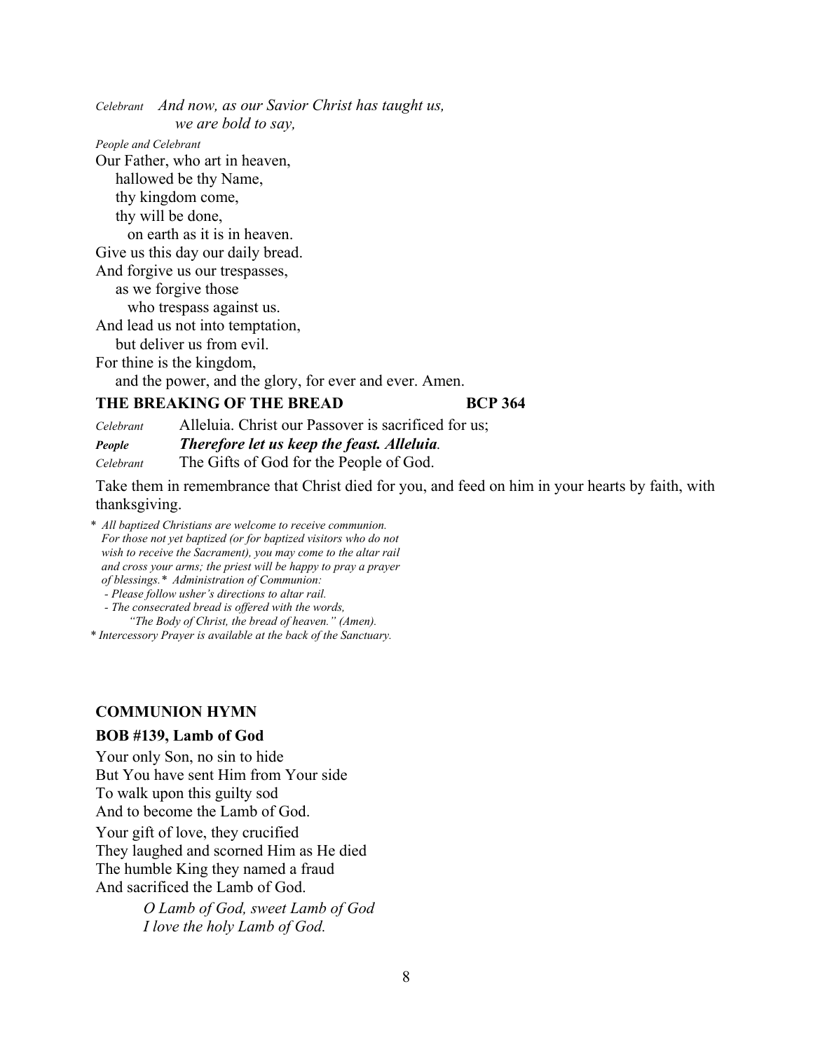*Celebrant* *And now, as our Savior Christ has taught us,*
*we are bold to say,*

*People and Celebrant*

Our Father, who art in heaven,
hallowed be thy Name,
thy kingdom come,
thy will be done,
on earth as it is in heaven.
Give us this day our daily bread.
And forgive us our trespasses,
as we forgive those
who trespass against us.
And lead us not into temptation,
but deliver us from evil.
For thine is the kingdom,
and the power, and the glory, for ever and ever. Amen.

**THE BREAKING OF THE BREAD** **BCP 364**

*Celebrant* Alleluia. Christ our Passover is sacrificed for us;

***People*** ***Therefore let us keep the feast. Alleluia.***

*Celebrant* The Gifts of God for the People of God.

Take them in remembrance that Christ died for you, and feed on him in your hearts by faith, with thanksgiving.

\* *All baptized Christians are welcome to receive communion. For those not yet baptized (or for baptized visitors who do not wish to receive the Sacrament), you may come to the altar rail and cross your arms; the priest will be happy to pray a prayer of blessings.* \* *Administration of Communion:*
*- Please follow usher's directions to altar rail.*
*- The consecrated bread is offered with the words, "The Body of Christ, the bread of heaven." (Amen).*

\* *Intercessory Prayer is available at the back of the Sanctuary.*

**COMMUNION HYMN**

**BOB #139, Lamb of God**

Your only Son, no sin to hide
But You have sent Him from Your side
To walk upon this guilty sod
And to become the Lamb of God.

Your gift of love, they crucified
They laughed and scorned Him as He died
The humble King they named a fraud
And sacrificed the Lamb of God.

*O Lamb of God, sweet Lamb of God*
*I love the holy Lamb of God.*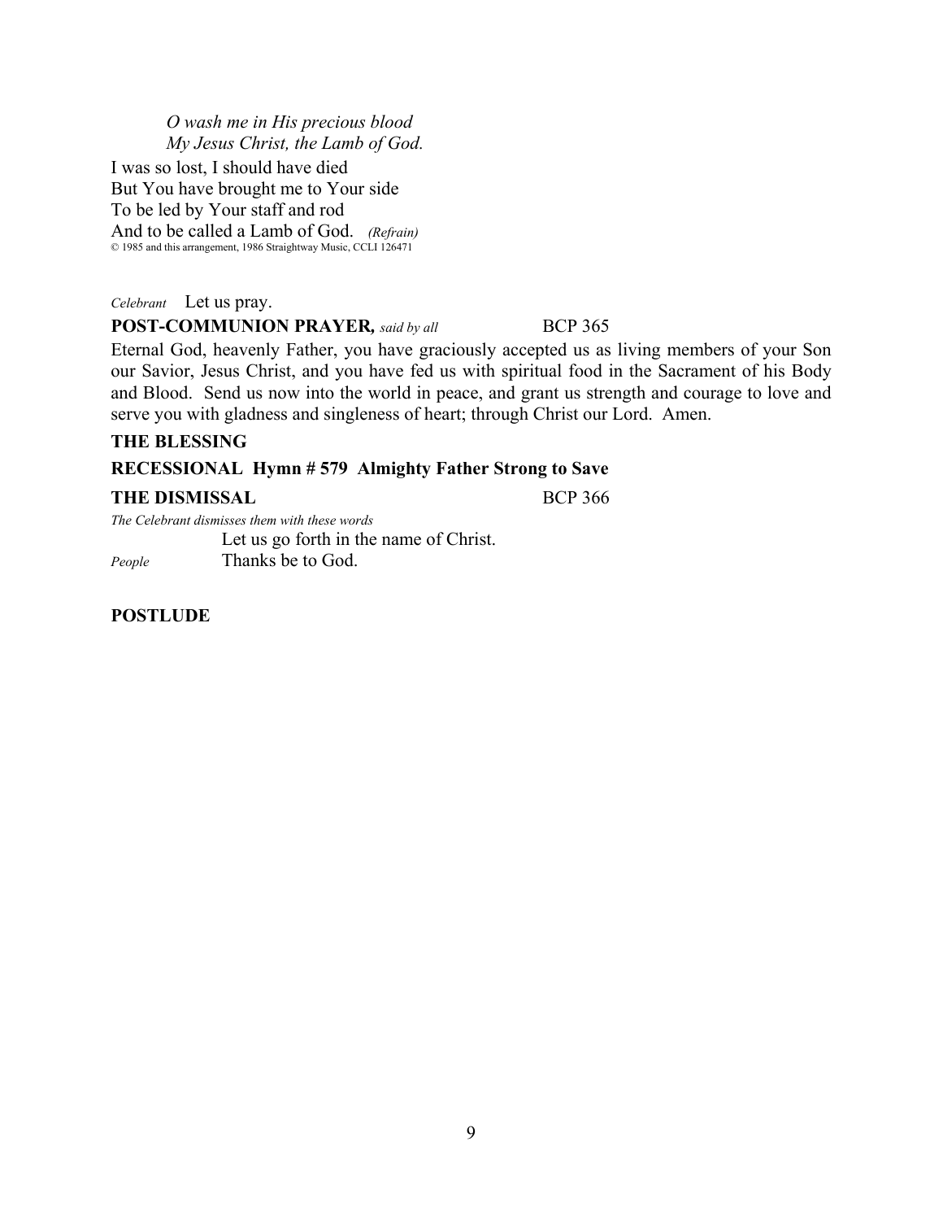*O wash me in His precious blood*
*My Jesus Christ, the Lamb of God.*

I was so lost, I should have died
But You have brought me to Your side
To be led by Your staff and rod
And to be called a Lamb of God. *(Refrain)*
© 1985 and this arrangement, 1986 Straightway Music, CCLI 126471

*Celebrant* Let us pray.

**POST-COMMUNION PRAYER,** *said by all* BCP 365

Eternal God, heavenly Father, you have graciously accepted us as living members of your Son our Savior, Jesus Christ, and you have fed us with spiritual food in the Sacrament of his Body and Blood. Send us now into the world in peace, and grant us strength and courage to love and serve you with gladness and singleness of heart; through Christ our Lord. Amen.

**THE BLESSING**

**RECESSIONAL Hymn # 579 Almighty Father Strong to Save**

**THE DISMISSAL** BCP 366

*The Celebrant dismisses them with these words*

Let us go forth in the name of Christ.

*People* Thanks be to God.

**POSTLUDE**